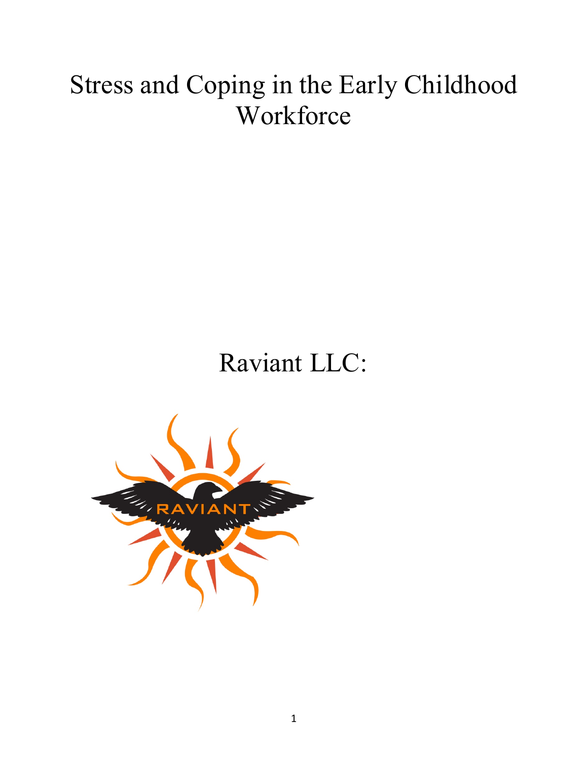# Stress and Coping in the Early Childhood Workforce

Raviant LLC: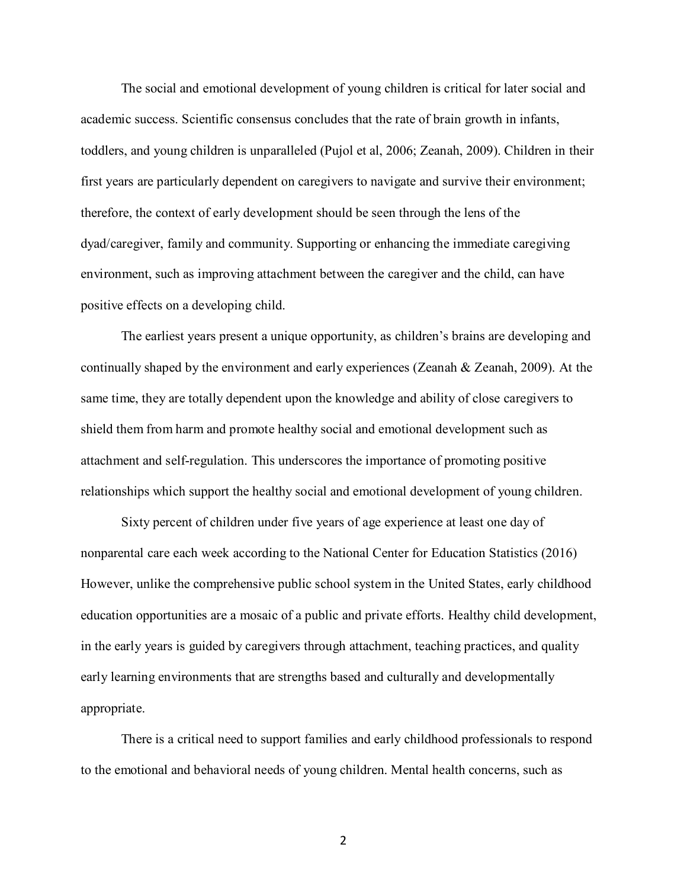The social and emotional development of young children is critical for later social and academic success. Scientific consensus concludes that the rate of brain growth in infants, toddlers, and young children is unparalleled (Pujol et al, 2006; Zeanah, 2009). Children in their first years are particularly dependent on caregivers to navigate and survive their environment; therefore, the context of early development should be seen through the lens of the dyad/caregiver, family and community. Supporting or enhancing the immediate caregiving environment, such as improving attachment between the caregiver and the child, can have positive effects on a developing child.

The earliest years present a unique opportunity, as children's brains are developing and continually shaped by the environment and early experiences (Zeanah & Zeanah, 2009). At the same time, they are totally dependent upon the knowledge and ability of close caregivers to shield them from harm and promote healthy social and emotional development such as attachment and self-regulation. This underscores the importance of promoting positive relationships which support the healthy social and emotional development of young children.

Sixty percent of children under five years of age experience at least one day of nonparental care each week according to the National Center for Education Statistics (2016) However, unlike the comprehensive public school system in the United States, early childhood education opportunities are a mosaic of a public and private efforts. Healthy child development, in the early years is guided by caregivers through attachment, teaching practices, and quality early learning environments that are strengths based and culturally and developmentally appropriate.

There is a critical need to support families and early childhood professionals to respond to the emotional and behavioral needs of young children. Mental health concerns, such as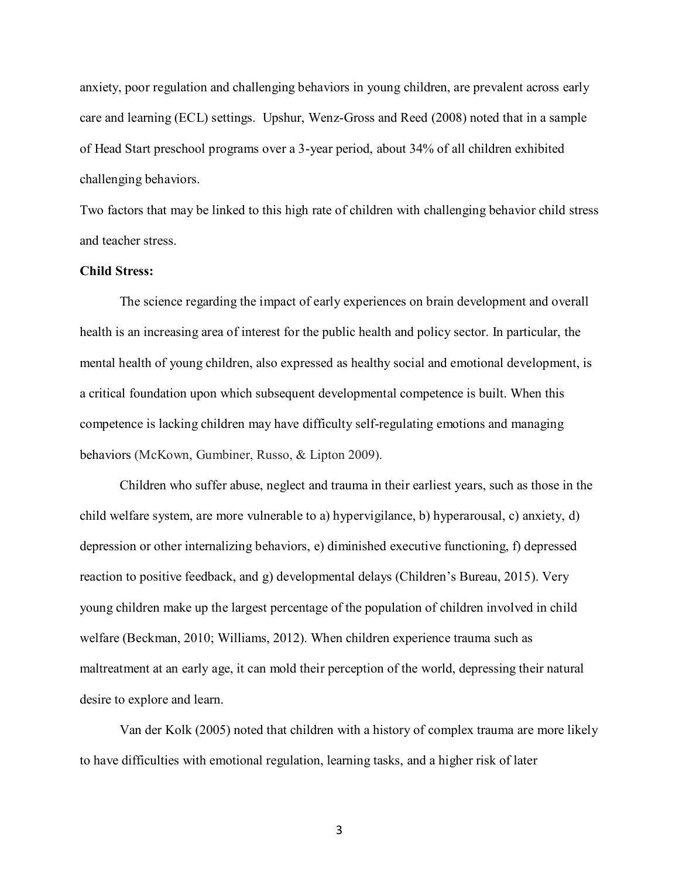anxiety, poor regulation and challenging behaviors in young children, are prevalent across early care and learning (ECL) settings. Upshur, Wenz-Gross and Reed (2008) noted that in a sample of Head Start preschool programs over a 3-year period, about 34% of all children exhibited challenging behaviors.

Two factors that may be linked to this high rate of children with challenging behavior child stress and teacher stress.

**Child Stress:**

The science regarding the impact of early experiences on brain development and overall health is an increasing area of interest for the public health and policy sector. In particular, the mental health of young children, also expressed as healthy social and emotional development, is a critical foundation upon which subsequent developmental competence is built. When this competence is lacking children may have difficulty self-regulating emotions and managing behaviors (McKown, Gumbiner, Russo, & Lipton 2009).

Children who suffer abuse, neglect and trauma in their earliest years, such as those in the child welfare system, are more vulnerable to a) hypervigilance, b) hyperarousal, c) anxiety, d) depression or other internalizing behaviors, e) diminished executive functioning, f) depressed reaction to positive feedback, and g) developmental delays (Children's Bureau, 2015). Very young children make up the largest percentage of the population of children involved in child welfare (Beckman, 2010; Williams, 2012). When children experience trauma such as maltreatment at an early age, it can mold their perception of the world, depressing their natural desire to explore and learn.

Van der Kolk (2005) noted that children with a history of complex trauma are more likely to have difficulties with emotional regulation, learning tasks, and a higher risk of later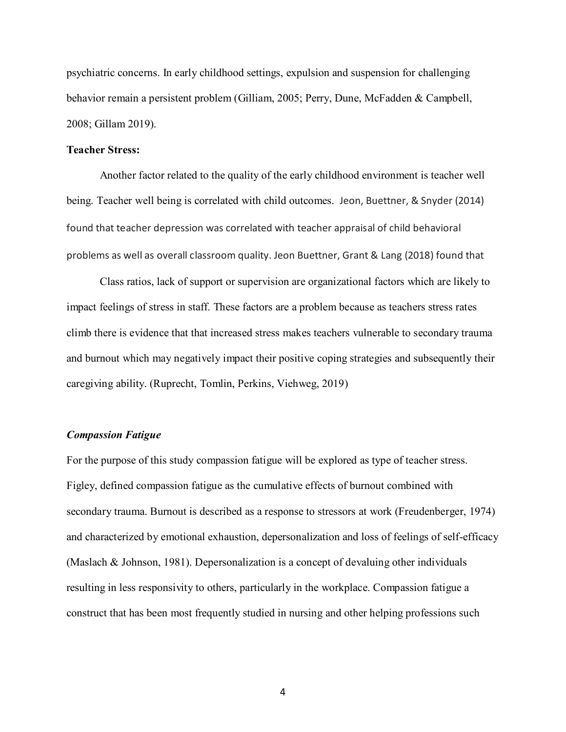psychiatric concerns. In early childhood settings, expulsion and suspension for challenging behavior remain a persistent problem (Gilliam, 2005; Perry, Dune, McFadden & Campbell, 2008; Gillam 2019).

**Teacher Stress:**

Another factor related to the quality of the early childhood environment is teacher well being. Teacher well being is correlated with child outcomes. Jeon, Buettner, & Snyder (2014) found that teacher depression was correlated with teacher appraisal of child behavioral problems as well as overall classroom quality. Jeon Buettner, Grant & Lang (2018) found that

Class ratios, lack of support or supervision are organizational factors which are likely to impact feelings of stress in staff. These factors are a problem because as teachers stress rates climb there is evidence that that increased stress makes teachers vulnerable to secondary trauma and burnout which may negatively impact their positive coping strategies and subsequently their caregiving ability. (Ruprecht, Tomlin, Perkins, Viehweg, 2019)

***Compassion Fatigue***

For the purpose of this study compassion fatigue will be explored as type of teacher stress. Figley, defined compassion fatigue as the cumulative effects of burnout combined with secondary trauma. Burnout is described as a response to stressors at work (Freudenberger, 1974) and characterized by emotional exhaustion, depersonalization and loss of feelings of self-efficacy (Maslach & Johnson, 1981). Depersonalization is a concept of devaluing other individuals resulting in less responsivity to others, particularly in the workplace. Compassion fatigue a construct that has been most frequently studied in nursing and other helping professions such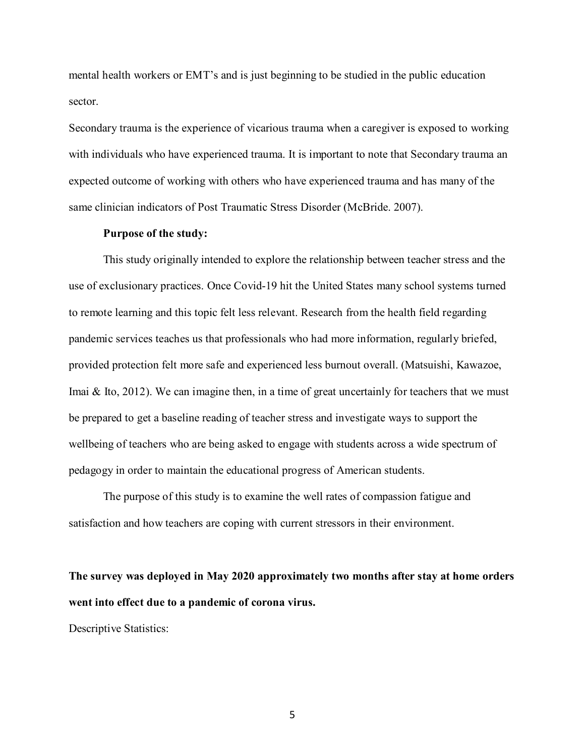mental health workers or EMT's and is just beginning to be studied in the public education sector.

Secondary trauma is the experience of vicarious trauma when a caregiver is exposed to working with individuals who have experienced trauma. It is important to note that Secondary trauma an expected outcome of working with others who have experienced trauma and has many of the same clinician indicators of Post Traumatic Stress Disorder (McBride. 2007).

**Purpose of the study:**

This study originally intended to explore the relationship between teacher stress and the use of exclusionary practices. Once Covid-19 hit the United States many school systems turned to remote learning and this topic felt less relevant. Research from the health field regarding pandemic services teaches us that professionals who had more information, regularly briefed, provided protection felt more safe and experienced less burnout overall. (Matsuishi, Kawazoe, Imai & Ito, 2012). We can imagine then, in a time of great uncertainly for teachers that we must be prepared to get a baseline reading of teacher stress and investigate ways to support the wellbeing of teachers who are being asked to engage with students across a wide spectrum of pedagogy in order to maintain the educational progress of American students.

The purpose of this study is to examine the well rates of compassion fatigue and satisfaction and how teachers are coping with current stressors in their environment.

**The survey was deployed in May 2020 approximately two months after stay at home orders went into effect due to a pandemic of corona virus.**

Descriptive Statistics: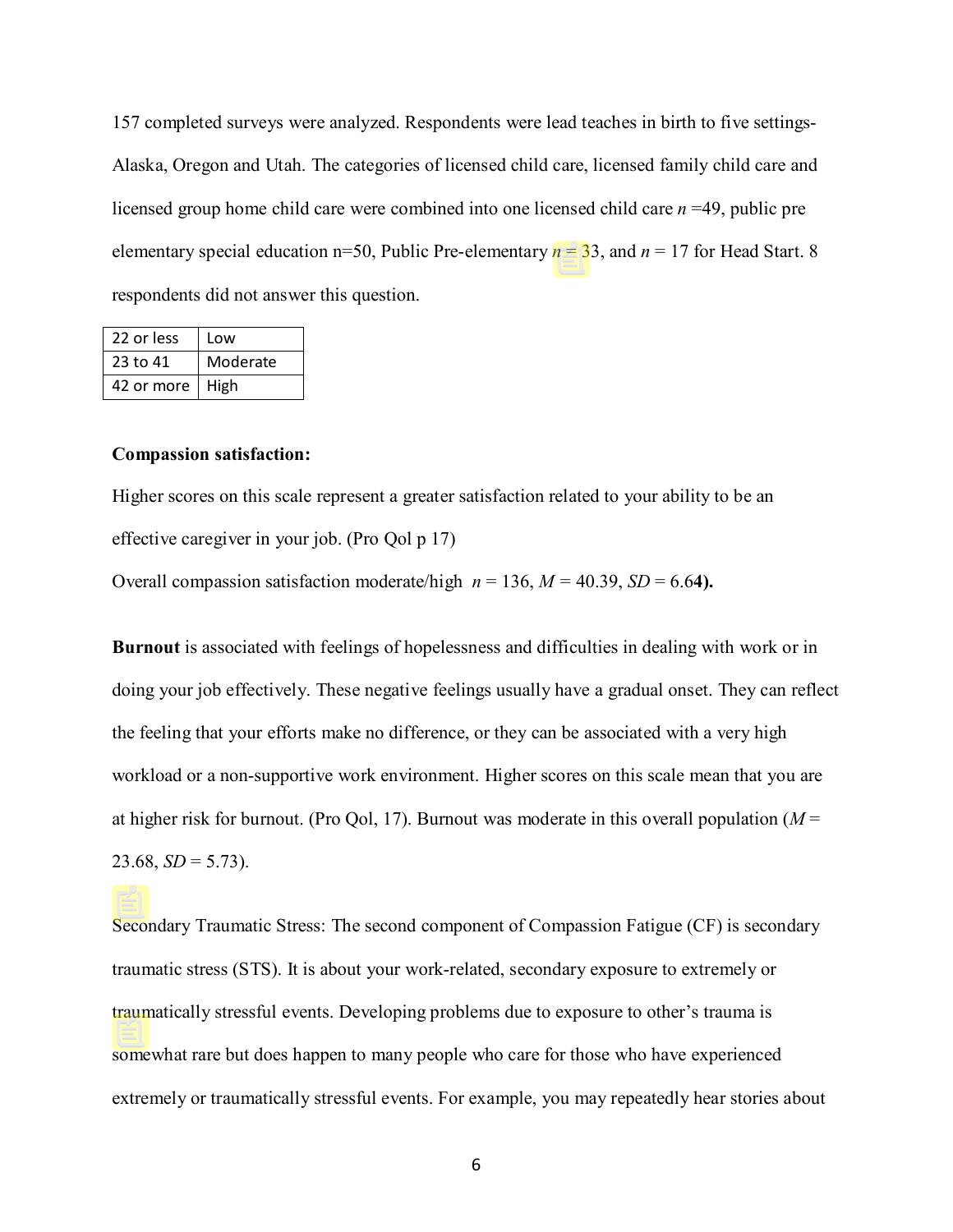157 completed surveys were analyzed. Respondents were lead teaches in birth to five settings- Alaska, Oregon and Utah. The categories of licensed child care, licensed family child care and licensed group home child care were combined into one licensed child care $n$ =49, public pre elementary special education n=50, Public Pre-elementary $n$ = 33, and $n$ = 17 for Head Start. 8 respondents did not answer this question.

| 22 or less | Low |
|---|---|
| 23 to 41 | Moderate |
| 42 or more | High |

**Compassion satisfaction:**

Higher scores on this scale represent a greater satisfaction related to your ability to be an effective caregiver in your job. (Pro Qol p 17)

Overall compassion satisfaction moderate/high $n$ = 136, $M$ = 40.39, $SD$ = 6.6**4).**

**Burnout** is associated with feelings of hopelessness and difficulties in dealing with work or in doing your job effectively. These negative feelings usually have a gradual onset. They can reflect the feeling that your efforts make no difference, or they can be associated with a very high workload or a non-supportive work environment. Higher scores on this scale mean that you are at higher risk for burnout. (Pro Qol, 17). Burnout was moderate in this overall population ($M$ = 23.68, $SD$ = 5.73).

Secondary Traumatic Stress: The second component of Compassion Fatigue (CF) is secondary traumatic stress (STS). It is about your work-related, secondary exposure to extremely or traumatically stressful events. Developing problems due to exposure to other's trauma is somewhat rare but does happen to many people who care for those who have experienced extremely or traumatically stressful events. For example, you may repeatedly hear stories about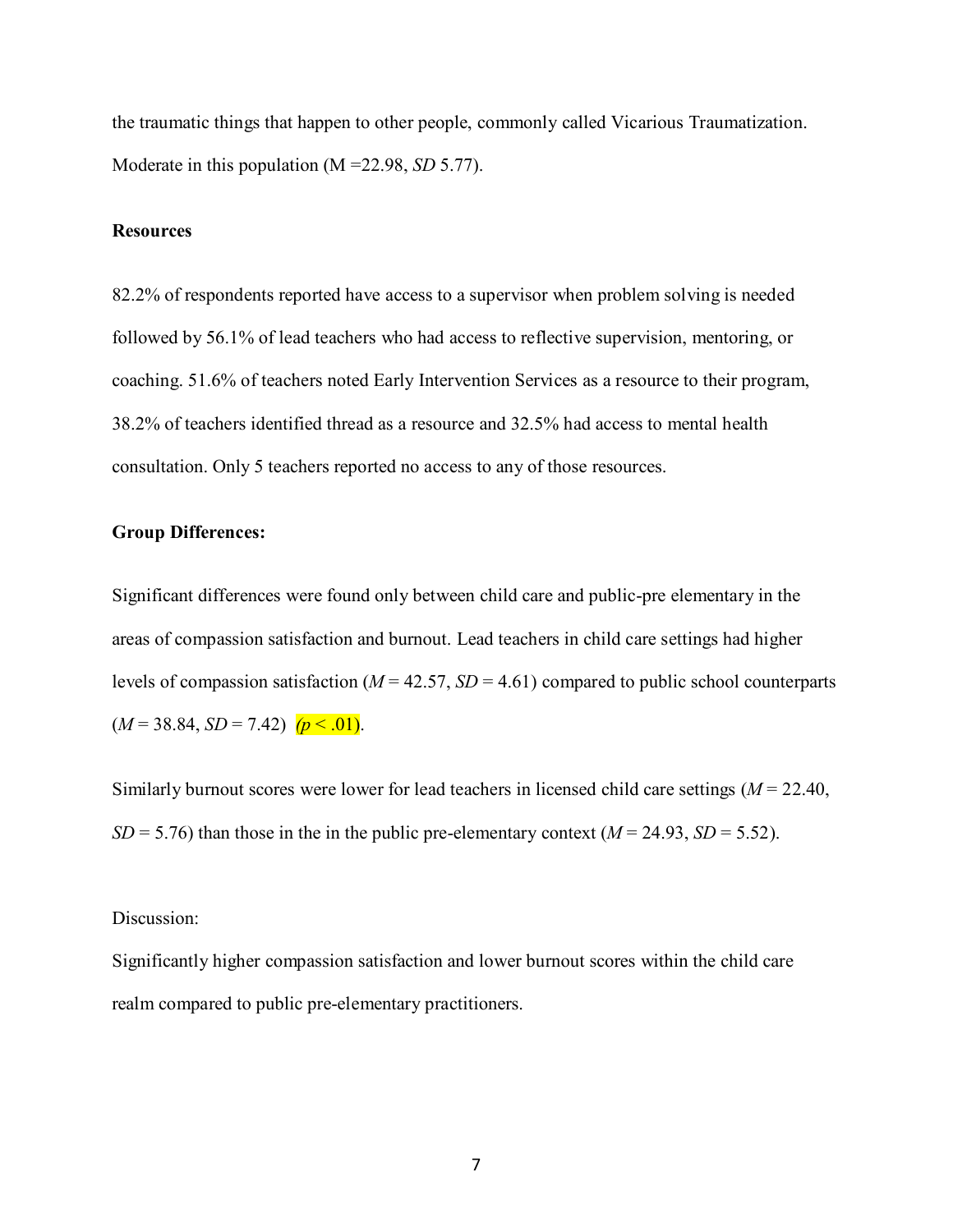the traumatic things that happen to other people, commonly called Vicarious Traumatization. Moderate in this population (M =22.98, *SD* 5.77).

**Resources**

82.2% of respondents reported have access to a supervisor when problem solving is needed followed by 56.1% of lead teachers who had access to reflective supervision, mentoring, or coaching. 51.6% of teachers noted Early Intervention Services as a resource to their program, 38.2% of teachers identified thread as a resource and 32.5% had access to mental health consultation. Only 5 teachers reported no access to any of those resources.

**Group Differences:**

Significant differences were found only between child care and public-pre elementary in the areas of compassion satisfaction and burnout. Lead teachers in child care settings had higher levels of compassion satisfaction ($M$ = 42.57, $SD$ = 4.61) compared to public school counterparts ($M$ = 38.84, $SD$ = 7.42) ($p < .01$).

Similarly burnout scores were lower for lead teachers in licensed child care settings ($M$ = 22.40, $SD$ = 5.76) than those in the in the public pre-elementary context ($M$ = 24.93, $SD$ = 5.52).

Discussion:

Significantly higher compassion satisfaction and lower burnout scores within the child care realm compared to public pre-elementary practitioners.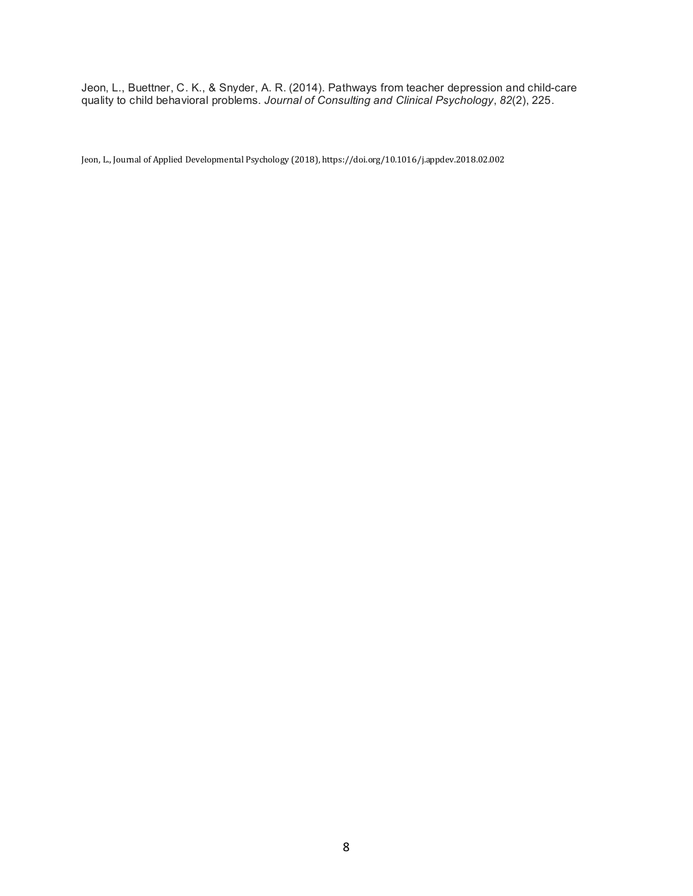Jeon, L., Buettner, C. K., & Snyder, A. R. (2014). Pathways from teacher depression and child-care quality to child behavioral problems. *Journal of Consulting and Clinical Psychology*, *82*(2), 225.